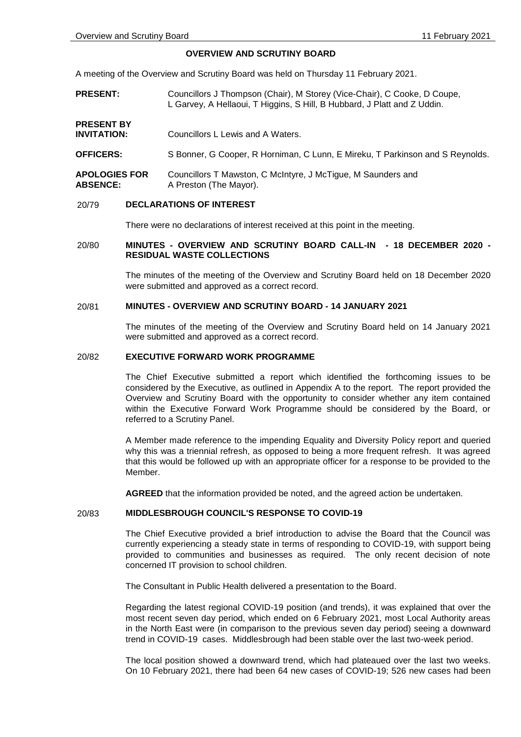# OVERVIEW AND SCRUTINY BOARD

A meeting of the Overview and Scrutiny Board was held on Thursday 11 February 2021.

**PRESENT:** Councillors J Thompson (Chair), M Storey (Vice-Chair), C Cooke, D Coupe, L Garvey, A Hellaoui, T Higgins, S Hill, B Hubbard, J Platt and Z Uddin.

**PRESENT BY INVITATION:** Councillors L Lewis and A Waters.

**OFFICERS:** S Bonner, G Cooper, R Horniman, C Lunn, E Mireku, T Parkinson and S Reynolds.

**APOLOGIES FOR ABSENCE:** Councillors T Mawston, C McIntyre, J McTigue, M Saunders and A Preston (The Mayor).

## 20/79 DECLARATIONS OF INTEREST

There were no declarations of interest received at this point in the meeting.

## 20/80 MINUTES - OVERVIEW AND SCRUTINY BOARD CALL-IN - 18 DECEMBER 2020 - RESIDUAL WASTE COLLECTIONS

The minutes of the meeting of the Overview and Scrutiny Board held on 18 December 2020 were submitted and approved as a correct record.

## 20/81 MINUTES - OVERVIEW AND SCRUTINY BOARD - 14 JANUARY 2021

The minutes of the meeting of the Overview and Scrutiny Board held on 14 January 2021 were submitted and approved as a correct record.

## 20/82 EXECUTIVE FORWARD WORK PROGRAMME

The Chief Executive submitted a report which identified the forthcoming issues to be considered by the Executive, as outlined in Appendix A to the report. The report provided the Overview and Scrutiny Board with the opportunity to consider whether any item contained within the Executive Forward Work Programme should be considered by the Board, or referred to a Scrutiny Panel.

A Member made reference to the impending Equality and Diversity Policy report and queried why this was a triennial refresh, as opposed to being a more frequent refresh. It was agreed that this would be followed up with an appropriate officer for a response to be provided to the Member.

**AGREED** that the information provided be noted, and the agreed action be undertaken.

## 20/83 MIDDLESBROUGH COUNCIL'S RESPONSE TO COVID-19

The Chief Executive provided a brief introduction to advise the Board that the Council was currently experiencing a steady state in terms of responding to COVID-19, with support being provided to communities and businesses as required. The only recent decision of note concerned IT provision to school children.

The Consultant in Public Health delivered a presentation to the Board.

Regarding the latest regional COVID-19 position (and trends), it was explained that over the most recent seven day period, which ended on 6 February 2021, most Local Authority areas in the North East were (in comparison to the previous seven day period) seeing a downward trend in COVID-19 cases. Middlesbrough had been stable over the last two-week period.

The local position showed a downward trend, which had plateaued over the last two weeks. On 10 February 2021, there had been 64 new cases of COVID-19; 526 new cases had been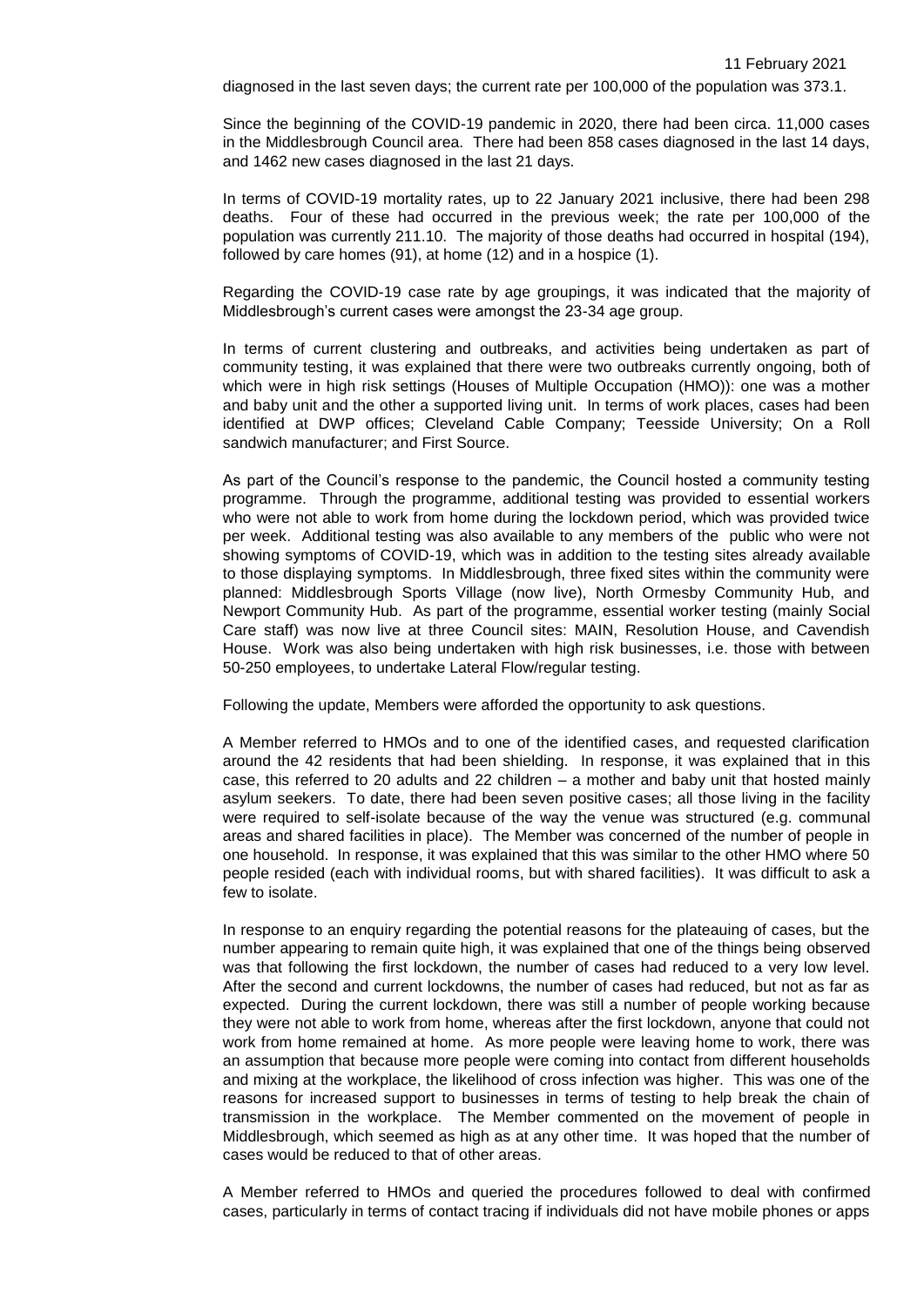diagnosed in the last seven days; the current rate per 100,000 of the population was 373.1.

Since the beginning of the COVID-19 pandemic in 2020, there had been circa. 11,000 cases in the Middlesbrough Council area. There had been 858 cases diagnosed in the last 14 days, and 1462 new cases diagnosed in the last 21 days.

In terms of COVID-19 mortality rates, up to 22 January 2021 inclusive, there had been 298 deaths. Four of these had occurred in the previous week; the rate per 100,000 of the population was currently 211.10. The majority of those deaths had occurred in hospital (194), followed by care homes (91), at home (12) and in a hospice (1).

Regarding the COVID-19 case rate by age groupings, it was indicated that the majority of Middlesbrough's current cases were amongst the 23-34 age group.

In terms of current clustering and outbreaks, and activities being undertaken as part of community testing, it was explained that there were two outbreaks currently ongoing, both of which were in high risk settings (Houses of Multiple Occupation (HMO)): one was a mother and baby unit and the other a supported living unit. In terms of work places, cases had been identified at DWP offices; Cleveland Cable Company; Teesside University; On a Roll sandwich manufacturer; and First Source.

As part of the Council's response to the pandemic, the Council hosted a community testing programme. Through the programme, additional testing was provided to essential workers who were not able to work from home during the lockdown period, which was provided twice per week. Additional testing was also available to any members of the public who were not showing symptoms of COVID-19, which was in addition to the testing sites already available to those displaying symptoms. In Middlesbrough, three fixed sites within the community were planned: Middlesbrough Sports Village (now live), North Ormesby Community Hub, and Newport Community Hub. As part of the programme, essential worker testing (mainly Social Care staff) was now live at three Council sites: MAIN, Resolution House, and Cavendish House. Work was also being undertaken with high risk businesses, i.e. those with between 50-250 employees, to undertake Lateral Flow/regular testing.

Following the update, Members were afforded the opportunity to ask questions.

A Member referred to HMOs and to one of the identified cases, and requested clarification around the 42 residents that had been shielding. In response, it was explained that in this case, this referred to 20 adults and 22 children – a mother and baby unit that hosted mainly asylum seekers. To date, there had been seven positive cases; all those living in the facility were required to self-isolate because of the way the venue was structured (e.g. communal areas and shared facilities in place). The Member was concerned of the number of people in one household. In response, it was explained that this was similar to the other HMO where 50 people resided (each with individual rooms, but with shared facilities). It was difficult to ask a few to isolate.

In response to an enquiry regarding the potential reasons for the plateauing of cases, but the number appearing to remain quite high, it was explained that one of the things being observed was that following the first lockdown, the number of cases had reduced to a very low level. After the second and current lockdowns, the number of cases had reduced, but not as far as expected. During the current lockdown, there was still a number of people working because they were not able to work from home, whereas after the first lockdown, anyone that could not work from home remained at home. As more people were leaving home to work, there was an assumption that because more people were coming into contact from different households and mixing at the workplace, the likelihood of cross infection was higher. This was one of the reasons for increased support to businesses in terms of testing to help break the chain of transmission in the workplace. The Member commented on the movement of people in Middlesbrough, which seemed as high as at any other time. It was hoped that the number of cases would be reduced to that of other areas.

A Member referred to HMOs and queried the procedures followed to deal with confirmed cases, particularly in terms of contact tracing if individuals did not have mobile phones or apps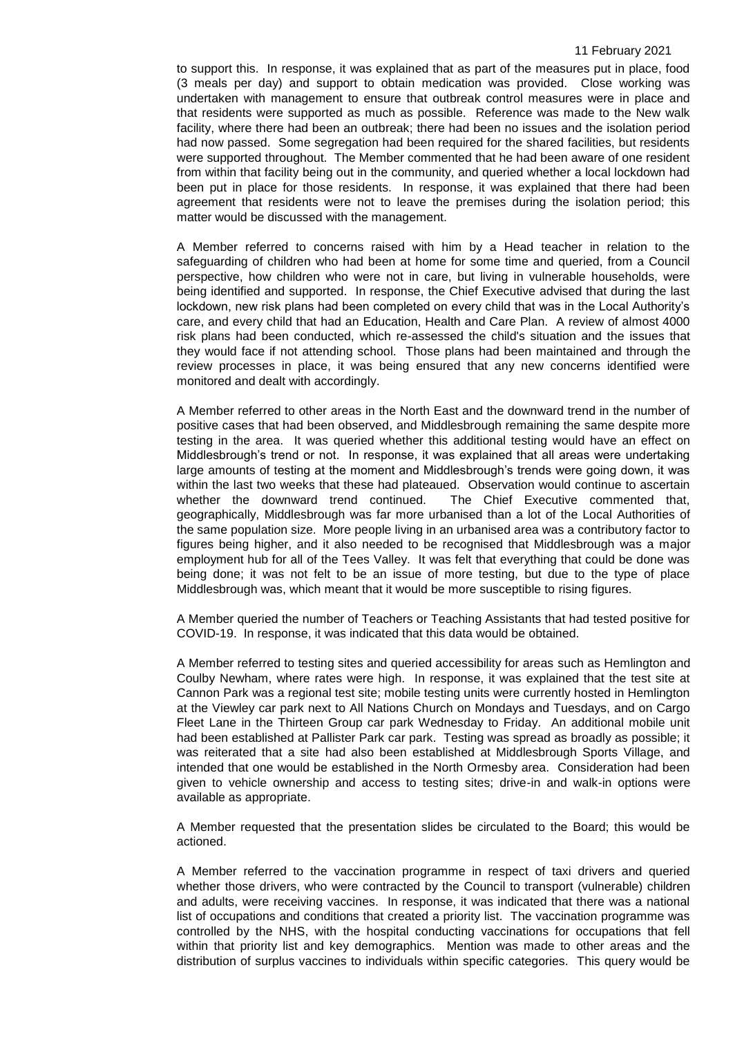to support this. In response, it was explained that as part of the measures put in place, food (3 meals per day) and support to obtain medication was provided. Close working was undertaken with management to ensure that outbreak control measures were in place and that residents were supported as much as possible. Reference was made to the New walk facility, where there had been an outbreak; there had been no issues and the isolation period had now passed. Some segregation had been required for the shared facilities, but residents were supported throughout. The Member commented that he had been aware of one resident from within that facility being out in the community, and queried whether a local lockdown had been put in place for those residents. In response, it was explained that there had been agreement that residents were not to leave the premises during the isolation period; this matter would be discussed with the management.

A Member referred to concerns raised with him by a Head teacher in relation to the safeguarding of children who had been at home for some time and queried, from a Council perspective, how children who were not in care, but living in vulnerable households, were being identified and supported. In response, the Chief Executive advised that during the last lockdown, new risk plans had been completed on every child that was in the Local Authority's care, and every child that had an Education, Health and Care Plan. A review of almost 4000 risk plans had been conducted, which re-assessed the child's situation and the issues that they would face if not attending school. Those plans had been maintained and through the review processes in place, it was being ensured that any new concerns identified were monitored and dealt with accordingly.

A Member referred to other areas in the North East and the downward trend in the number of positive cases that had been observed, and Middlesbrough remaining the same despite more testing in the area. It was queried whether this additional testing would have an effect on Middlesbrough's trend or not. In response, it was explained that all areas were undertaking large amounts of testing at the moment and Middlesbrough's trends were going down, it was within the last two weeks that these had plateaued. Observation would continue to ascertain whether the downward trend continued. The Chief Executive commented that, geographically, Middlesbrough was far more urbanised than a lot of the Local Authorities of the same population size. More people living in an urbanised area was a contributory factor to figures being higher, and it also needed to be recognised that Middlesbrough was a major employment hub for all of the Tees Valley. It was felt that everything that could be done was being done; it was not felt to be an issue of more testing, but due to the type of place Middlesbrough was, which meant that it would be more susceptible to rising figures.

A Member queried the number of Teachers or Teaching Assistants that had tested positive for COVID-19. In response, it was indicated that this data would be obtained.

A Member referred to testing sites and queried accessibility for areas such as Hemlington and Coulby Newham, where rates were high. In response, it was explained that the test site at Cannon Park was a regional test site; mobile testing units were currently hosted in Hemlington at the Viewley car park next to All Nations Church on Mondays and Tuesdays, and on Cargo Fleet Lane in the Thirteen Group car park Wednesday to Friday. An additional mobile unit had been established at Pallister Park car park. Testing was spread as broadly as possible; it was reiterated that a site had also been established at Middlesbrough Sports Village, and intended that one would be established in the North Ormesby area. Consideration had been given to vehicle ownership and access to testing sites; drive-in and walk-in options were available as appropriate.

A Member requested that the presentation slides be circulated to the Board; this would be actioned.

A Member referred to the vaccination programme in respect of taxi drivers and queried whether those drivers, who were contracted by the Council to transport (vulnerable) children and adults, were receiving vaccines. In response, it was indicated that there was a national list of occupations and conditions that created a priority list. The vaccination programme was controlled by the NHS, with the hospital conducting vaccinations for occupations that fell within that priority list and key demographics. Mention was made to other areas and the distribution of surplus vaccines to individuals within specific categories. This query would be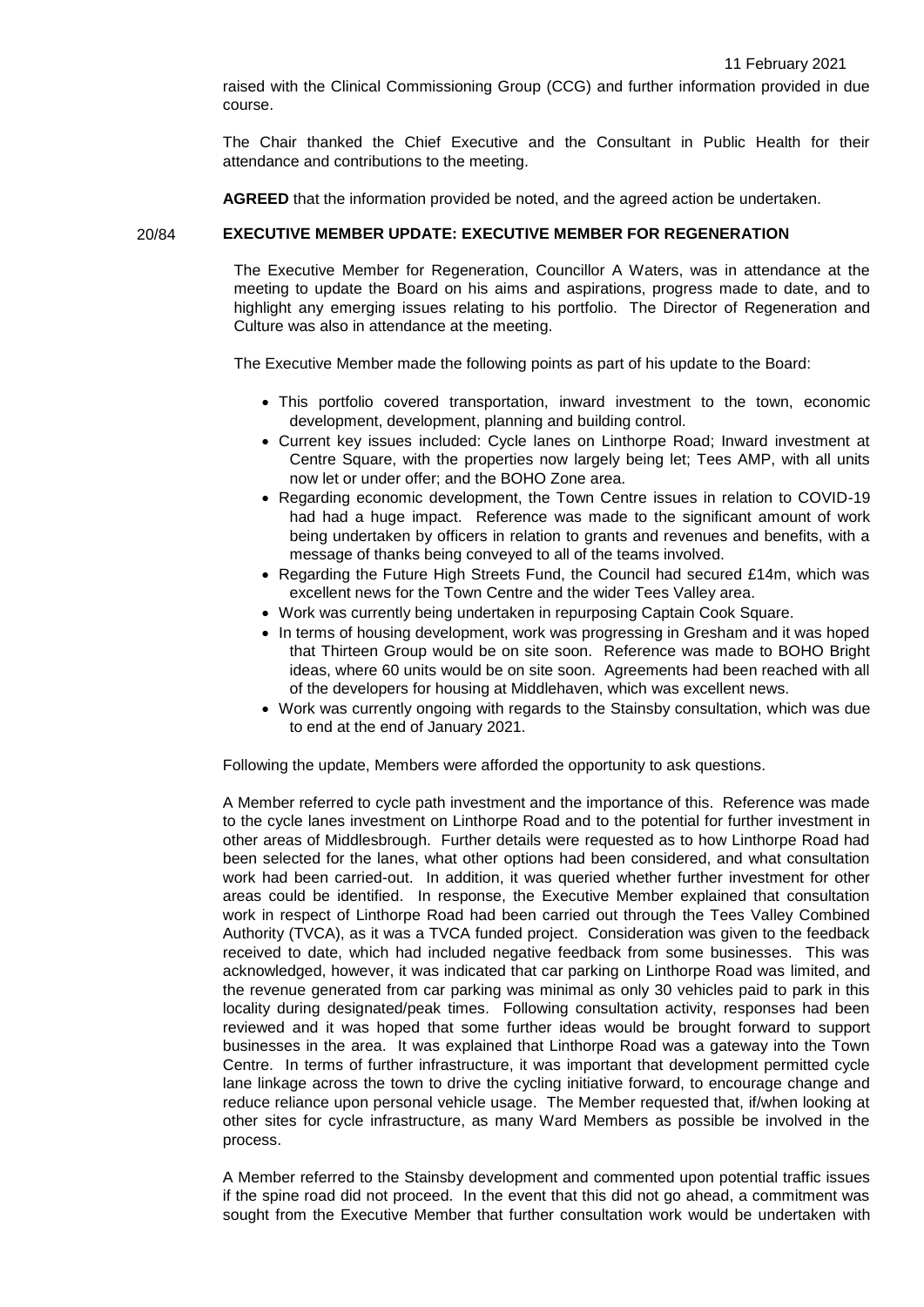raised with the Clinical Commissioning Group (CCG) and further information provided in due course.

The Chair thanked the Chief Executive and the Consultant in Public Health for their attendance and contributions to the meeting.

**AGREED** that the information provided be noted, and the agreed action be undertaken.

## 20/84 EXECUTIVE MEMBER UPDATE: EXECUTIVE MEMBER FOR REGENERATION

The Executive Member for Regeneration, Councillor A Waters, was in attendance at the meeting to update the Board on his aims and aspirations, progress made to date, and to highlight any emerging issues relating to his portfolio. The Director of Regeneration and Culture was also in attendance at the meeting.

The Executive Member made the following points as part of his update to the Board:

- This portfolio covered transportation, inward investment to the town, economic development, development, planning and building control.
- Current key issues included: Cycle lanes on Linthorpe Road; Inward investment at Centre Square, with the properties now largely being let; Tees AMP, with all units now let or under offer; and the BOHO Zone area.
- Regarding economic development, the Town Centre issues in relation to COVID-19 had had a huge impact. Reference was made to the significant amount of work being undertaken by officers in relation to grants and revenues and benefits, with a message of thanks being conveyed to all of the teams involved.
- Regarding the Future High Streets Fund, the Council had secured £14m, which was excellent news for the Town Centre and the wider Tees Valley area.
- Work was currently being undertaken in repurposing Captain Cook Square.
- In terms of housing development, work was progressing in Gresham and it was hoped that Thirteen Group would be on site soon. Reference was made to BOHO Bright ideas, where 60 units would be on site soon. Agreements had been reached with all of the developers for housing at Middlehaven, which was excellent news.
- Work was currently ongoing with regards to the Stainsby consultation, which was due to end at the end of January 2021.

Following the update, Members were afforded the opportunity to ask questions.

A Member referred to cycle path investment and the importance of this. Reference was made to the cycle lanes investment on Linthorpe Road and to the potential for further investment in other areas of Middlesbrough. Further details were requested as to how Linthorpe Road had been selected for the lanes, what other options had been considered, and what consultation work had been carried-out. In addition, it was queried whether further investment for other areas could be identified. In response, the Executive Member explained that consultation work in respect of Linthorpe Road had been carried out through the Tees Valley Combined Authority (TVCA), as it was a TVCA funded project. Consideration was given to the feedback received to date, which had included negative feedback from some businesses. This was acknowledged, however, it was indicated that car parking on Linthorpe Road was limited, and the revenue generated from car parking was minimal as only 30 vehicles paid to park in this locality during designated/peak times. Following consultation activity, responses had been reviewed and it was hoped that some further ideas would be brought forward to support businesses in the area. It was explained that Linthorpe Road was a gateway into the Town Centre. In terms of further infrastructure, it was important that development permitted cycle lane linkage across the town to drive the cycling initiative forward, to encourage change and reduce reliance upon personal vehicle usage. The Member requested that, if/when looking at other sites for cycle infrastructure, as many Ward Members as possible be involved in the process.

A Member referred to the Stainsby development and commented upon potential traffic issues if the spine road did not proceed. In the event that this did not go ahead, a commitment was sought from the Executive Member that further consultation work would be undertaken with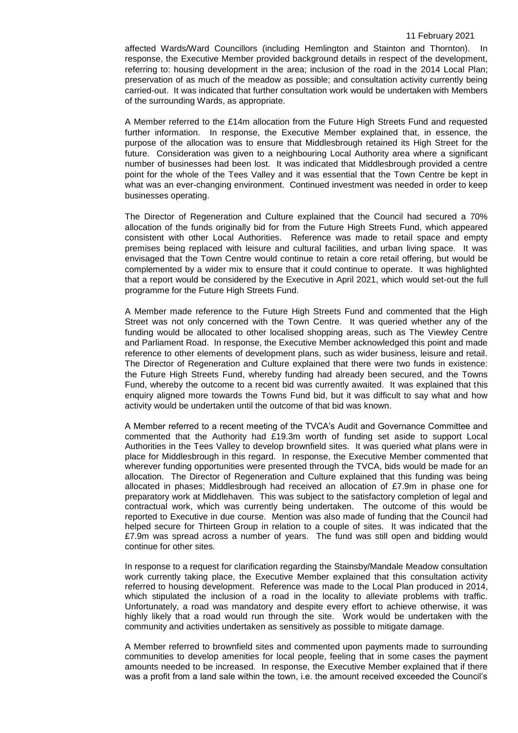affected Wards/Ward Councillors (including Hemlington and Stainton and Thornton). In response, the Executive Member provided background details in respect of the development, referring to: housing development in the area; inclusion of the road in the 2014 Local Plan; preservation of as much of the meadow as possible; and consultation activity currently being carried-out. It was indicated that further consultation work would be undertaken with Members of the surrounding Wards, as appropriate.

A Member referred to the £14m allocation from the Future High Streets Fund and requested further information. In response, the Executive Member explained that, in essence, the purpose of the allocation was to ensure that Middlesbrough retained its High Street for the future. Consideration was given to a neighbouring Local Authority area where a significant number of businesses had been lost. It was indicated that Middlesbrough provided a centre point for the whole of the Tees Valley and it was essential that the Town Centre be kept in what was an ever-changing environment. Continued investment was needed in order to keep businesses operating.

The Director of Regeneration and Culture explained that the Council had secured a 70% allocation of the funds originally bid for from the Future High Streets Fund, which appeared consistent with other Local Authorities. Reference was made to retail space and empty premises being replaced with leisure and cultural facilities, and urban living space. It was envisaged that the Town Centre would continue to retain a core retail offering, but would be complemented by a wider mix to ensure that it could continue to operate. It was highlighted that a report would be considered by the Executive in April 2021, which would set-out the full programme for the Future High Streets Fund.

A Member made reference to the Future High Streets Fund and commented that the High Street was not only concerned with the Town Centre. It was queried whether any of the funding would be allocated to other localised shopping areas, such as The Viewley Centre and Parliament Road. In response, the Executive Member acknowledged this point and made reference to other elements of development plans, such as wider business, leisure and retail. The Director of Regeneration and Culture explained that there were two funds in existence: the Future High Streets Fund, whereby funding had already been secured, and the Towns Fund, whereby the outcome to a recent bid was currently awaited. It was explained that this enquiry aligned more towards the Towns Fund bid, but it was difficult to say what and how activity would be undertaken until the outcome of that bid was known.

A Member referred to a recent meeting of the TVCA's Audit and Governance Committee and commented that the Authority had £19.3m worth of funding set aside to support Local Authorities in the Tees Valley to develop brownfield sites. It was queried what plans were in place for Middlesbrough in this regard. In response, the Executive Member commented that wherever funding opportunities were presented through the TVCA, bids would be made for an allocation. The Director of Regeneration and Culture explained that this funding was being allocated in phases; Middlesbrough had received an allocation of £7.9m in phase one for preparatory work at Middlehaven. This was subject to the satisfactory completion of legal and contractual work, which was currently being undertaken. The outcome of this would be reported to Executive in due course. Mention was also made of funding that the Council had helped secure for Thirteen Group in relation to a couple of sites. It was indicated that the £7.9m was spread across a number of years. The fund was still open and bidding would continue for other sites.

In response to a request for clarification regarding the Stainsby/Mandale Meadow consultation work currently taking place, the Executive Member explained that this consultation activity referred to housing development. Reference was made to the Local Plan produced in 2014, which stipulated the inclusion of a road in the locality to alleviate problems with traffic. Unfortunately, a road was mandatory and despite every effort to achieve otherwise, it was highly likely that a road would run through the site. Work would be undertaken with the community and activities undertaken as sensitively as possible to mitigate damage.

A Member referred to brownfield sites and commented upon payments made to surrounding communities to develop amenities for local people, feeling that in some cases the payment amounts needed to be increased. In response, the Executive Member explained that if there was a profit from a land sale within the town, i.e. the amount received exceeded the Council's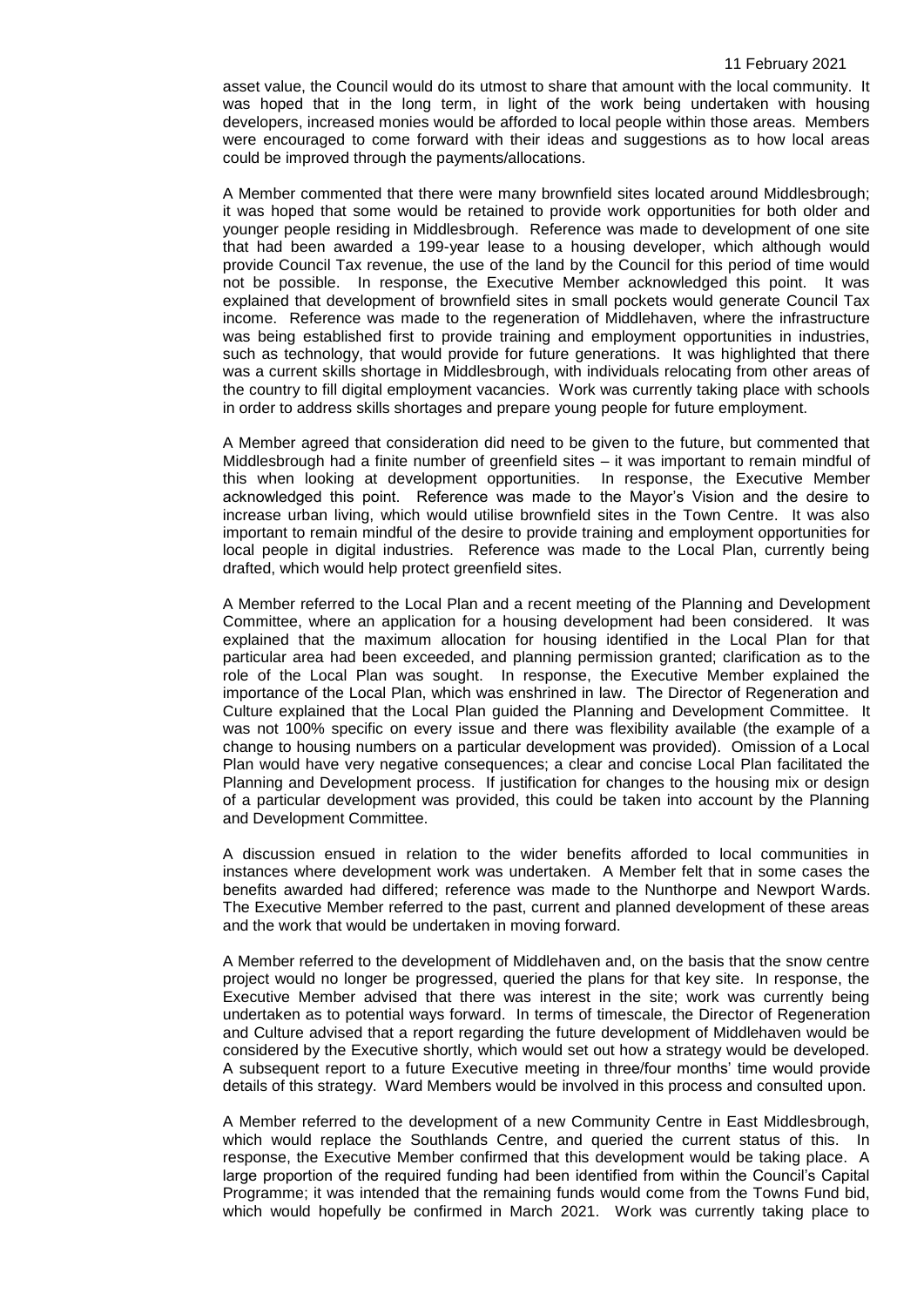asset value, the Council would do its utmost to share that amount with the local community. It was hoped that in the long term, in light of the work being undertaken with housing developers, increased monies would be afforded to local people within those areas. Members were encouraged to come forward with their ideas and suggestions as to how local areas could be improved through the payments/allocations.

A Member commented that there were many brownfield sites located around Middlesbrough; it was hoped that some would be retained to provide work opportunities for both older and younger people residing in Middlesbrough. Reference was made to development of one site that had been awarded a 199-year lease to a housing developer, which although would provide Council Tax revenue, the use of the land by the Council for this period of time would not be possible. In response, the Executive Member acknowledged this point. It was explained that development of brownfield sites in small pockets would generate Council Tax income. Reference was made to the regeneration of Middlehaven, where the infrastructure was being established first to provide training and employment opportunities in industries, such as technology, that would provide for future generations. It was highlighted that there was a current skills shortage in Middlesbrough, with individuals relocating from other areas of the country to fill digital employment vacancies. Work was currently taking place with schools in order to address skills shortages and prepare young people for future employment.

A Member agreed that consideration did need to be given to the future, but commented that Middlesbrough had a finite number of greenfield sites – it was important to remain mindful of this when looking at development opportunities. In response, the Executive Member acknowledged this point. Reference was made to the Mayor's Vision and the desire to increase urban living, which would utilise brownfield sites in the Town Centre. It was also important to remain mindful of the desire to provide training and employment opportunities for local people in digital industries. Reference was made to the Local Plan, currently being drafted, which would help protect greenfield sites.

A Member referred to the Local Plan and a recent meeting of the Planning and Development Committee, where an application for a housing development had been considered. It was explained that the maximum allocation for housing identified in the Local Plan for that particular area had been exceeded, and planning permission granted; clarification as to the role of the Local Plan was sought. In response, the Executive Member explained the importance of the Local Plan, which was enshrined in law. The Director of Regeneration and Culture explained that the Local Plan guided the Planning and Development Committee. It was not 100% specific on every issue and there was flexibility available (the example of a change to housing numbers on a particular development was provided). Omission of a Local Plan would have very negative consequences; a clear and concise Local Plan facilitated the Planning and Development process. If justification for changes to the housing mix or design of a particular development was provided, this could be taken into account by the Planning and Development Committee.

A discussion ensued in relation to the wider benefits afforded to local communities in instances where development work was undertaken. A Member felt that in some cases the benefits awarded had differed; reference was made to the Nunthorpe and Newport Wards. The Executive Member referred to the past, current and planned development of these areas and the work that would be undertaken in moving forward.

A Member referred to the development of Middlehaven and, on the basis that the snow centre project would no longer be progressed, queried the plans for that key site. In response, the Executive Member advised that there was interest in the site; work was currently being undertaken as to potential ways forward. In terms of timescale, the Director of Regeneration and Culture advised that a report regarding the future development of Middlehaven would be considered by the Executive shortly, which would set out how a strategy would be developed. A subsequent report to a future Executive meeting in three/four months' time would provide details of this strategy. Ward Members would be involved in this process and consulted upon.

A Member referred to the development of a new Community Centre in East Middlesbrough, which would replace the Southlands Centre, and queried the current status of this. In response, the Executive Member confirmed that this development would be taking place. A large proportion of the required funding had been identified from within the Council's Capital Programme; it was intended that the remaining funds would come from the Towns Fund bid, which would hopefully be confirmed in March 2021. Work was currently taking place to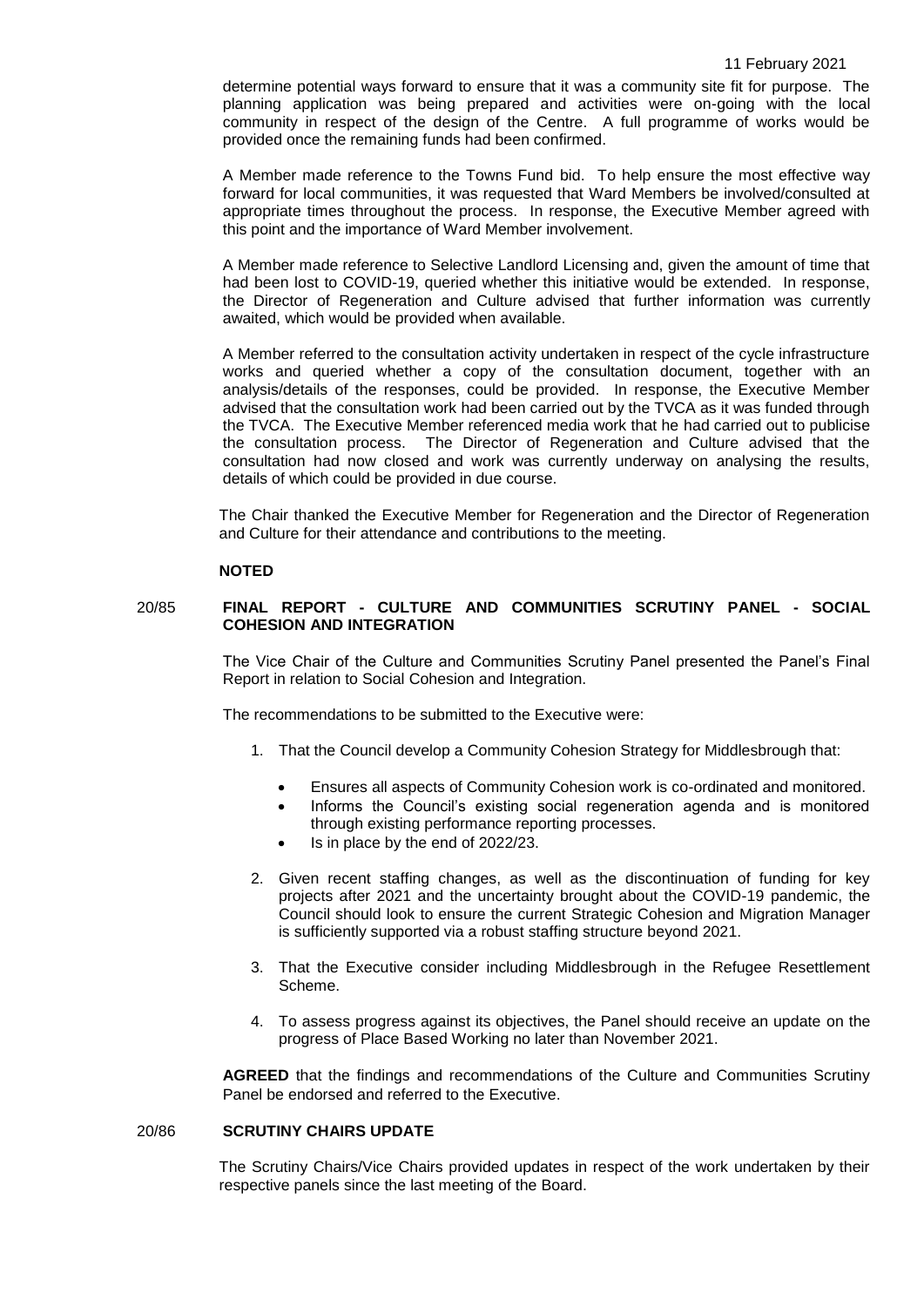determine potential ways forward to ensure that it was a community site fit for purpose. The planning application was being prepared and activities were on-going with the local community in respect of the design of the Centre. A full programme of works would be provided once the remaining funds had been confirmed.

A Member made reference to the Towns Fund bid. To help ensure the most effective way forward for local communities, it was requested that Ward Members be involved/consulted at appropriate times throughout the process. In response, the Executive Member agreed with this point and the importance of Ward Member involvement.

A Member made reference to Selective Landlord Licensing and, given the amount of time that had been lost to COVID-19, queried whether this initiative would be extended. In response, the Director of Regeneration and Culture advised that further information was currently awaited, which would be provided when available.

A Member referred to the consultation activity undertaken in respect of the cycle infrastructure works and queried whether a copy of the consultation document, together with an analysis/details of the responses, could be provided. In response, the Executive Member advised that the consultation work had been carried out by the TVCA as it was funded through the TVCA. The Executive Member referenced media work that he had carried out to publicise the consultation process. The Director of Regeneration and Culture advised that the consultation had now closed and work was currently underway on analysing the results, details of which could be provided in due course.

The Chair thanked the Executive Member for Regeneration and the Director of Regeneration and Culture for their attendance and contributions to the meeting.

**NOTED**

## 20/85 FINAL REPORT - CULTURE AND COMMUNITIES SCRUTINY PANEL - SOCIAL COHESION AND INTEGRATION

The Vice Chair of the Culture and Communities Scrutiny Panel presented the Panel's Final Report in relation to Social Cohesion and Integration.

The recommendations to be submitted to the Executive were:

1. That the Council develop a Community Cohesion Strategy for Middlesbrough that:
   - Ensures all aspects of Community Cohesion work is co-ordinated and monitored.
   - Informs the Council's existing social regeneration agenda and is monitored through existing performance reporting processes.
   - Is in place by the end of 2022/23.
2. Given recent staffing changes, as well as the discontinuation of funding for key projects after 2021 and the uncertainty brought about the COVID-19 pandemic, the Council should look to ensure the current Strategic Cohesion and Migration Manager is sufficiently supported via a robust staffing structure beyond 2021.
3. That the Executive consider including Middlesbrough in the Refugee Resettlement Scheme.
4. To assess progress against its objectives, the Panel should receive an update on the progress of Place Based Working no later than November 2021.

**AGREED** that the findings and recommendations of the Culture and Communities Scrutiny Panel be endorsed and referred to the Executive.

## 20/86 SCRUTINY CHAIRS UPDATE

The Scrutiny Chairs/Vice Chairs provided updates in respect of the work undertaken by their respective panels since the last meeting of the Board.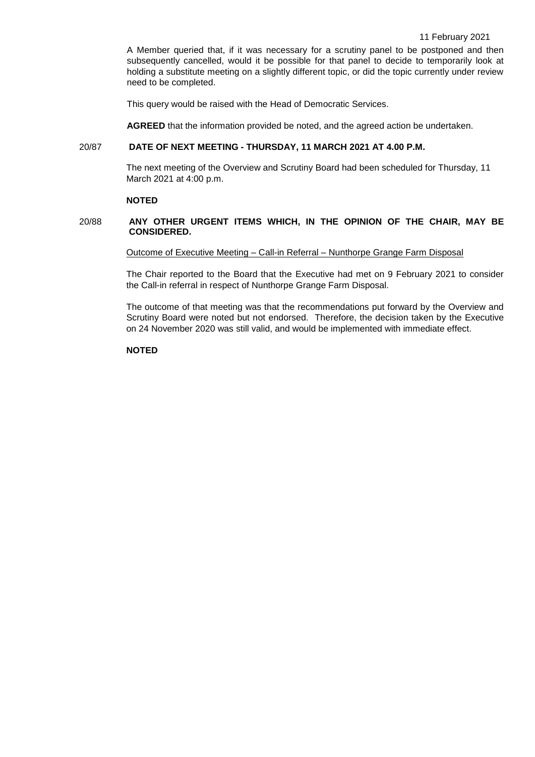A Member queried that, if it was necessary for a scrutiny panel to be postponed and then subsequently cancelled, would it be possible for that panel to decide to temporarily look at holding a substitute meeting on a slightly different topic, or did the topic currently under review need to be completed.

This query would be raised with the Head of Democratic Services.

**AGREED** that the information provided be noted, and the agreed action be undertaken.

20/87 **DATE OF NEXT MEETING - THURSDAY, 11 MARCH 2021 AT 4.00 P.M.**

The next meeting of the Overview and Scrutiny Board had been scheduled for Thursday, 11 March 2021 at 4:00 p.m.

**NOTED**

20/88 **ANY OTHER URGENT ITEMS WHICH, IN THE OPINION OF THE CHAIR, MAY BE CONSIDERED.**

Outcome of Executive Meeting – Call-in Referral – Nunthorpe Grange Farm Disposal

The Chair reported to the Board that the Executive had met on 9 February 2021 to consider the Call-in referral in respect of Nunthorpe Grange Farm Disposal.

The outcome of that meeting was that the recommendations put forward by the Overview and Scrutiny Board were noted but not endorsed. Therefore, the decision taken by the Executive on 24 November 2020 was still valid, and would be implemented with immediate effect.

**NOTED**